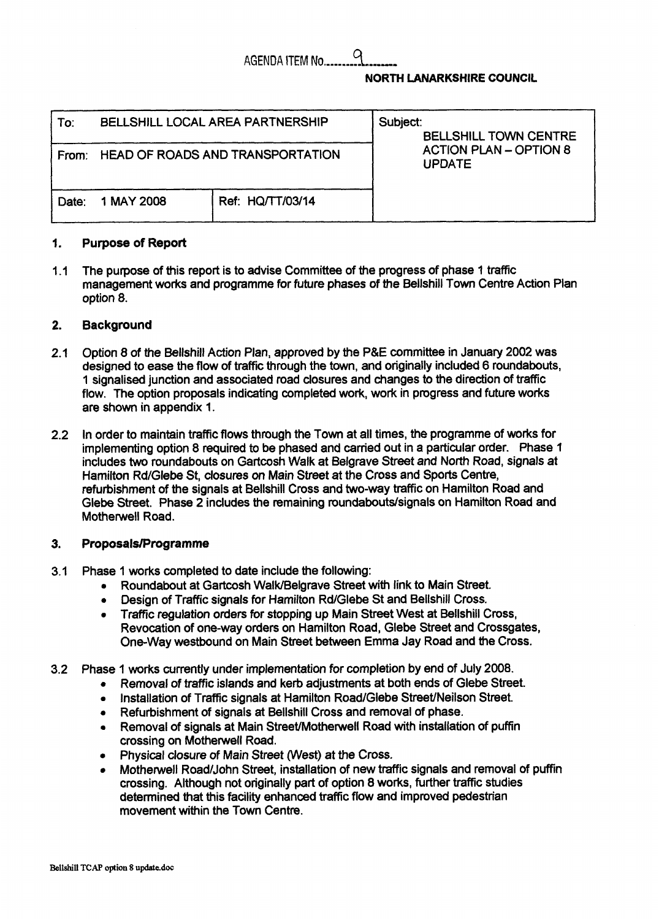AGENDA ITEM No. 9

**NORTH LANARKSHIRE COUNCIL**

| To: BELLSHILL LOCAL AREA PARTNERSHIP | | Subject: BELLSHILL TOWN CENTRE ACTION PLAN – OPTION 8 UPDATE |
|---|---|---|
| From: HEAD OF ROADS AND TRANSPORTATION | | |
| Date: 1 MAY 2008 | Ref: HQ/TT/03/14 | |

## 1. Purpose of Report

1.1 The purpose of this report is to advise Committee of the progress of phase 1 traffic management works and programme for future phases of the Bellshill Town Centre Action Plan option 8.

## 2. Background

2.1 Option 8 of the Bellshill Action Plan, approved by the P&E committee in January 2002 was designed to ease the flow of traffic through the town, and originally included 6 roundabouts, 1 signalised junction and associated road closures and changes to the direction of traffic flow. The option proposals indicating completed work, work in progress and future works are shown in appendix 1.

2.2 In order to maintain traffic flows through the Town at all times, the programme of works for implementing option 8 required to be phased and carried out in a particular order. Phase 1 includes two roundabouts on Gartcosh Walk at Belgrave Street and North Road, signals at Hamilton Rd/Glebe St, closures on Main Street at the Cross and Sports Centre, refurbishment of the signals at Bellshill Cross and two-way traffic on Hamilton Road and Glebe Street. Phase 2 includes the remaining roundabouts/signals on Hamilton Road and Motherwell Road.

## 3. Proposals/Programme

3.1 Phase 1 works completed to date include the following:

- Roundabout at Gartcosh Walk/Belgrave Street with link to Main Street.
- Design of Traffic signals for Hamilton Rd/Glebe St and Bellshill Cross.
- Traffic regulation orders for stopping up Main Street West at Bellshill Cross, Revocation of one-way orders on Hamilton Road, Glebe Street and Crossgates, One-Way westbound on Main Street between Emma Jay Road and the Cross.

3.2 Phase 1 works currently under implementation for completion by end of July 2008.

- Removal of traffic islands and kerb adjustments at both ends of Glebe Street.
- Installation of Traffic signals at Hamilton Road/Glebe Street/Neilson Street.
- Refurbishment of signals at Bellshill Cross and removal of phase.
- Removal of signals at Main Street/Motherwell Road with installation of puffin crossing on Motherwell Road.
- Physical closure of Main Street (West) at the Cross.
- Motherwell Road/John Street, installation of new traffic signals and removal of puffin crossing. Although not originally part of option 8 works, further traffic studies determined that this facility enhanced traffic flow and improved pedestrian movement within the Town Centre.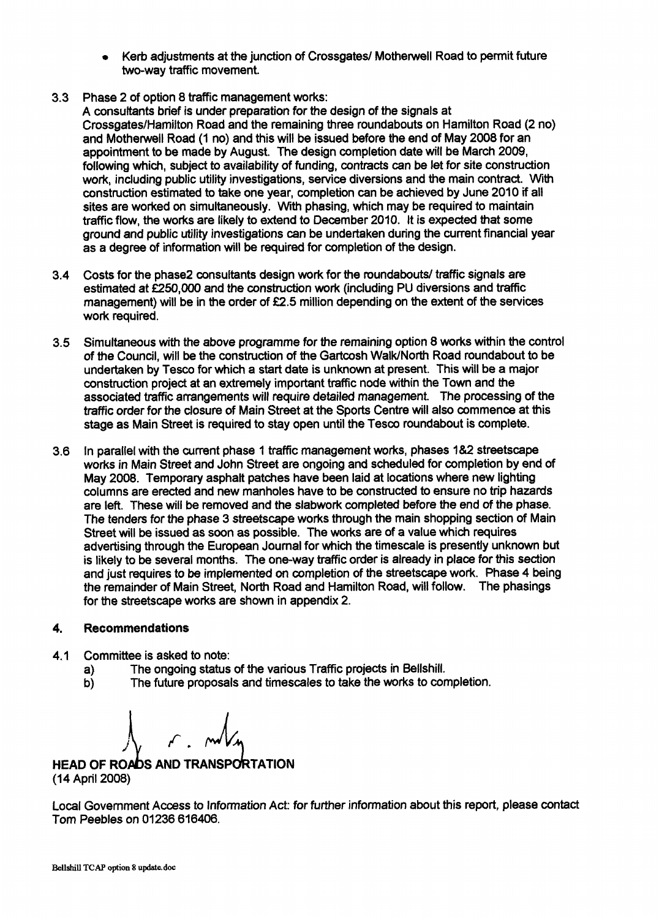- Kerb adjustments at the junction of Crossgates/ Motherwell Road to permit future two-way traffic movement.

3.3 Phase 2 of option 8 traffic management works:
A consultants brief is under preparation for the design of the signals at Crossgates/Hamilton Road and the remaining three roundabouts on Hamilton Road (2 no) and Motherwell Road (1 no) and this will be issued before the end of May 2008 for an appointment to be made by August. The design completion date will be March 2009, following which, subject to availability of funding, contracts can be let for site construction work, including public utility investigations, service diversions and the main contract. With construction estimated to take one year, completion can be achieved by June 2010 if all sites are worked on simultaneously. With phasing, which may be required to maintain traffic flow, the works are likely to extend to December 2010. It is expected that some ground and public utility investigations can be undertaken during the current financial year as a degree of information will be required for completion of the design.

3.4 Costs for the phase2 consultants design work for the roundabouts/ traffic signals are estimated at £250,000 and the construction work (including PU diversions and traffic management) will be in the order of £2.5 million depending on the extent of the services work required.

3.5 Simultaneous with the above programme for the remaining option 8 works within the control of the Council, will be the construction of the Gartcosh Walk/North Road roundabout to be undertaken by Tesco for which a start date is unknown at present. This will be a major construction project at an extremely important traffic node within the Town and the associated traffic arrangements will require detailed management. The processing of the traffic order for the closure of Main Street at the Sports Centre will also commence at this stage as Main Street is required to stay open until the Tesco roundabout is complete.

3.6 In parallel with the current phase 1 traffic management works, phases 1&2 streetscape works in Main Street and John Street are ongoing and scheduled for completion by end of May 2008. Temporary asphalt patches have been laid at locations where new lighting columns are erected and new manholes have to be constructed to ensure no trip hazards are left. These will be removed and the slabwork completed before the end of the phase. The tenders for the phase 3 streetscape works through the main shopping section of Main Street will be issued as soon as possible. The works are of a value which requires advertising through the European Journal for which the timescale is presently unknown but is likely to be several months. The one-way traffic order is already in place for this section and just requires to be implemented on completion of the streetscape work. Phase 4 being the remainder of Main Street, North Road and Hamilton Road, will follow. The phasings for the streetscape works are shown in appendix 2.

## 4. Recommendations

4.1 Committee is asked to note:
  a) The ongoing status of the various Traffic projects in Bellshill.
  b) The future proposals and timescales to take the works to completion.

**HEAD OF ROADS AND TRANSPORTATION**
(14 April 2008)

Local Government Access to Information Act: for further information about this report, please contact Tom Peebles on 01236 616406.

Bellshill TCAP option 8 update.doc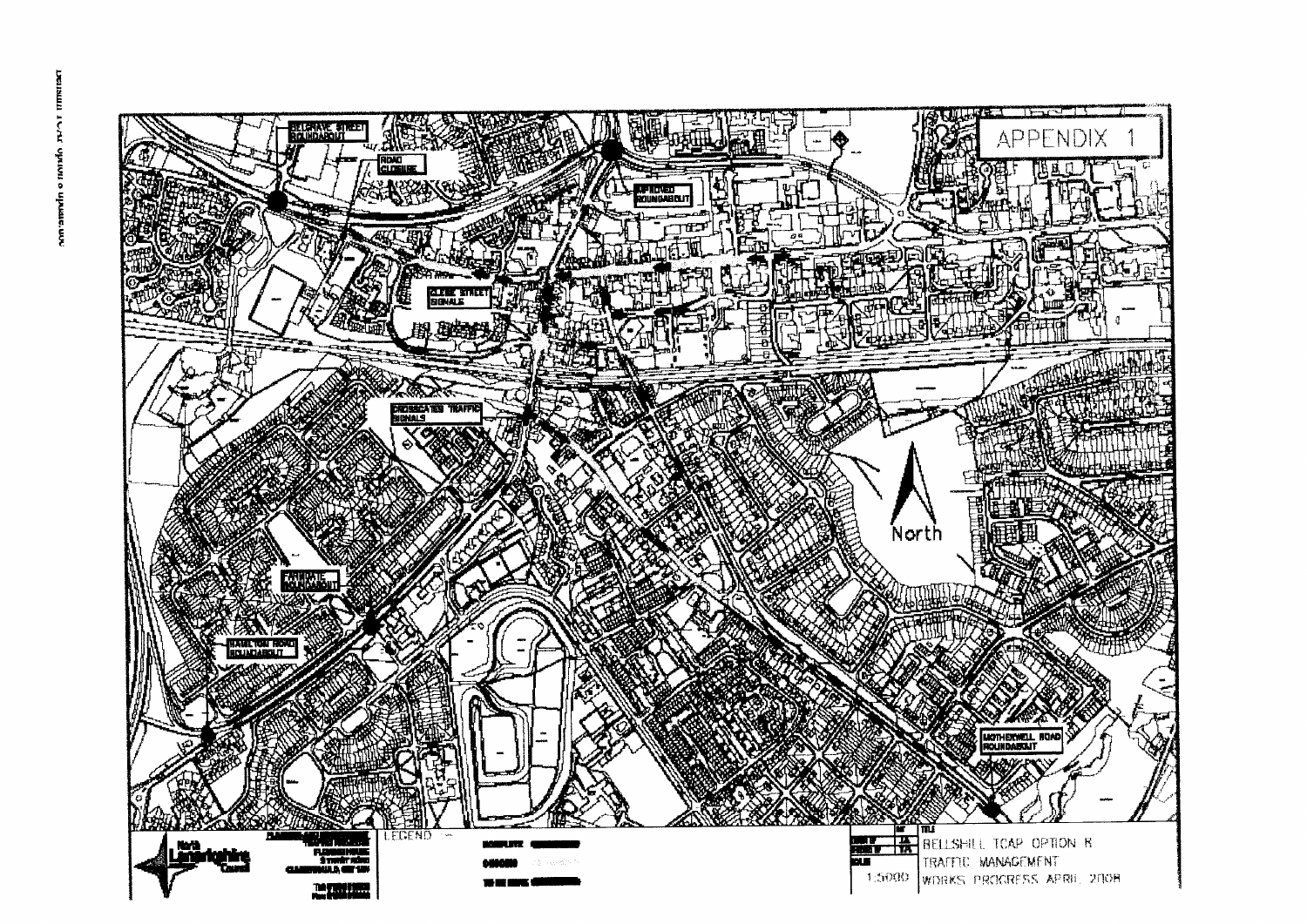# APPENDIX 1

BELGRAVE STREET ROUNDABOUT

ROAD CLOSURE

IMPROVED ROUNDABOUT

CLYDE STREET SIGNALS

CROSSGATES TRAFFIC SIGNALS

FARMGATE ROUNDABOUT

HAMILTON ROAD ROUNDABOUT

MOTHERWELL ROAD ROUNDABOUT

North

LEGEND

COMPLETE

ONGOING

TO BE DEVELOPED

North Lanarkshire Council

1:5000

BELLSHILL TCAP OPTION B
TRAFFIC MANAGEMENT
WORKS PROGRESS APRIL 2008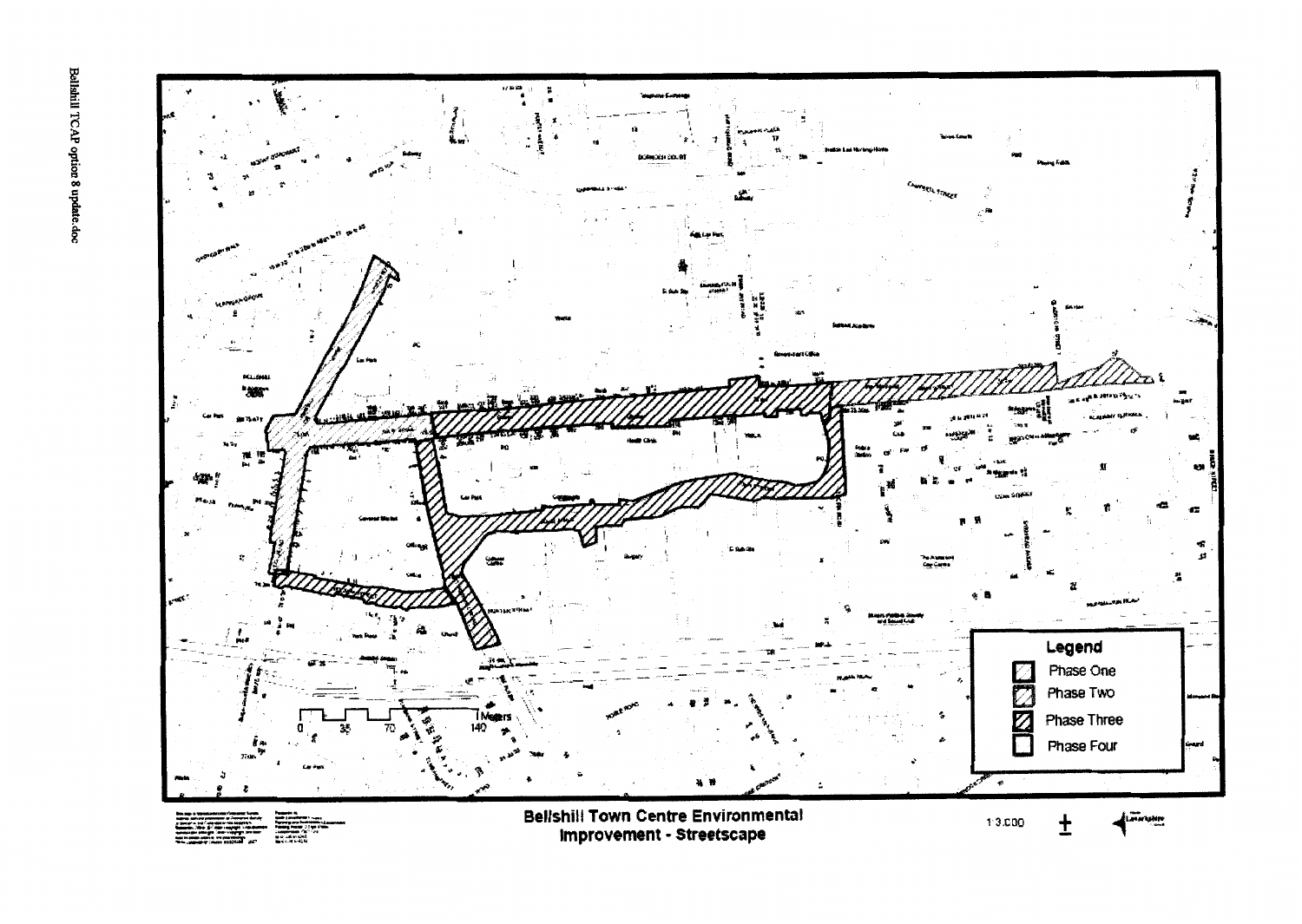# Bellshill Town Centre Environmental Improvement - Streetscape

Legend

- Phase One
- Phase Two
- Phase Three
- Phase Four

0 35 70 140 Meters

1:3,000